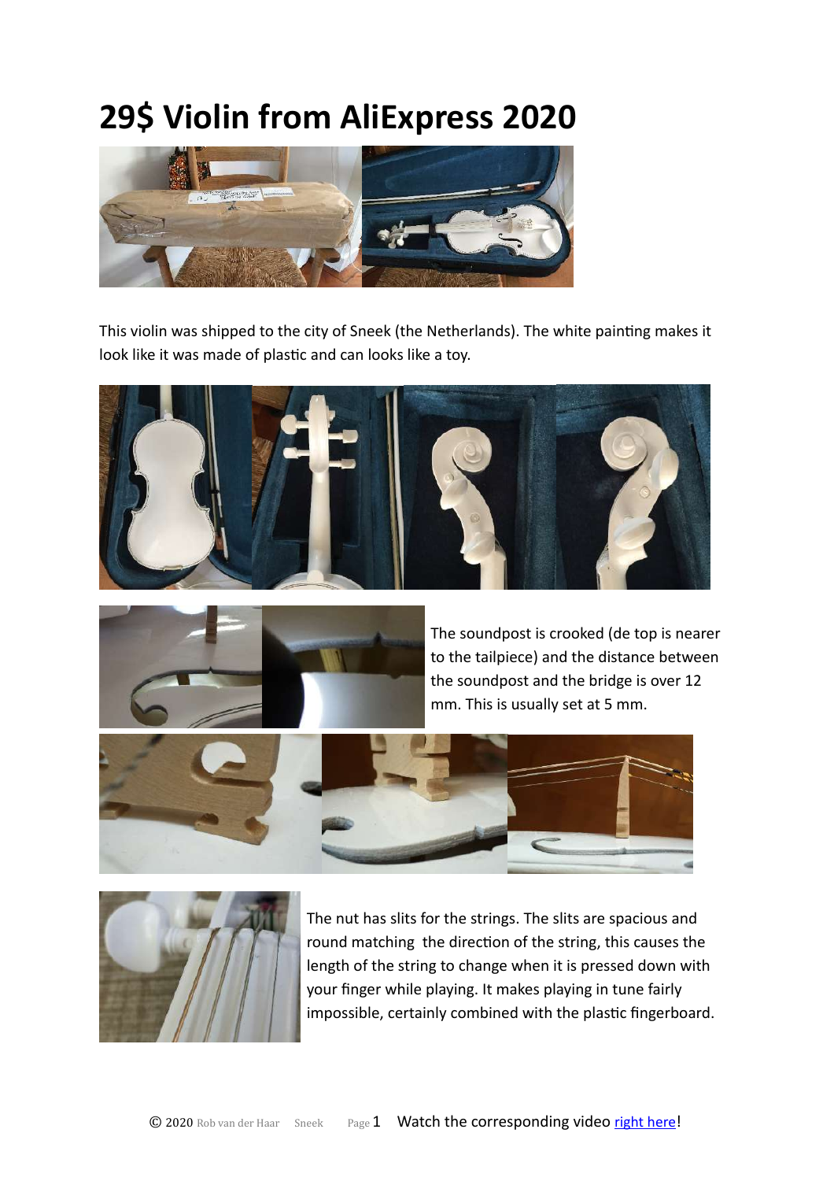# 29$ Violin from AliExpress 2020

This violin was shipped to the city of Sneek (the Netherlands). The white painting makes it look like it was made of plastic and can looks like a toy.

The soundpost is crooked (de top is nearer to the tailpiece) and the distance between the soundpost and the bridge is over 12 mm. This is usually set at 5 mm.

The nut has slits for the strings. The slits are spacious and round matching the direction of the string, this causes the length of the string to change when it is pressed down with your finger while playing. It makes playing in tune fairly impossible, certainly combined with the plastic fingerboard.

© 2020 Rob van der Haar Sneek Watch the corresponding video right here!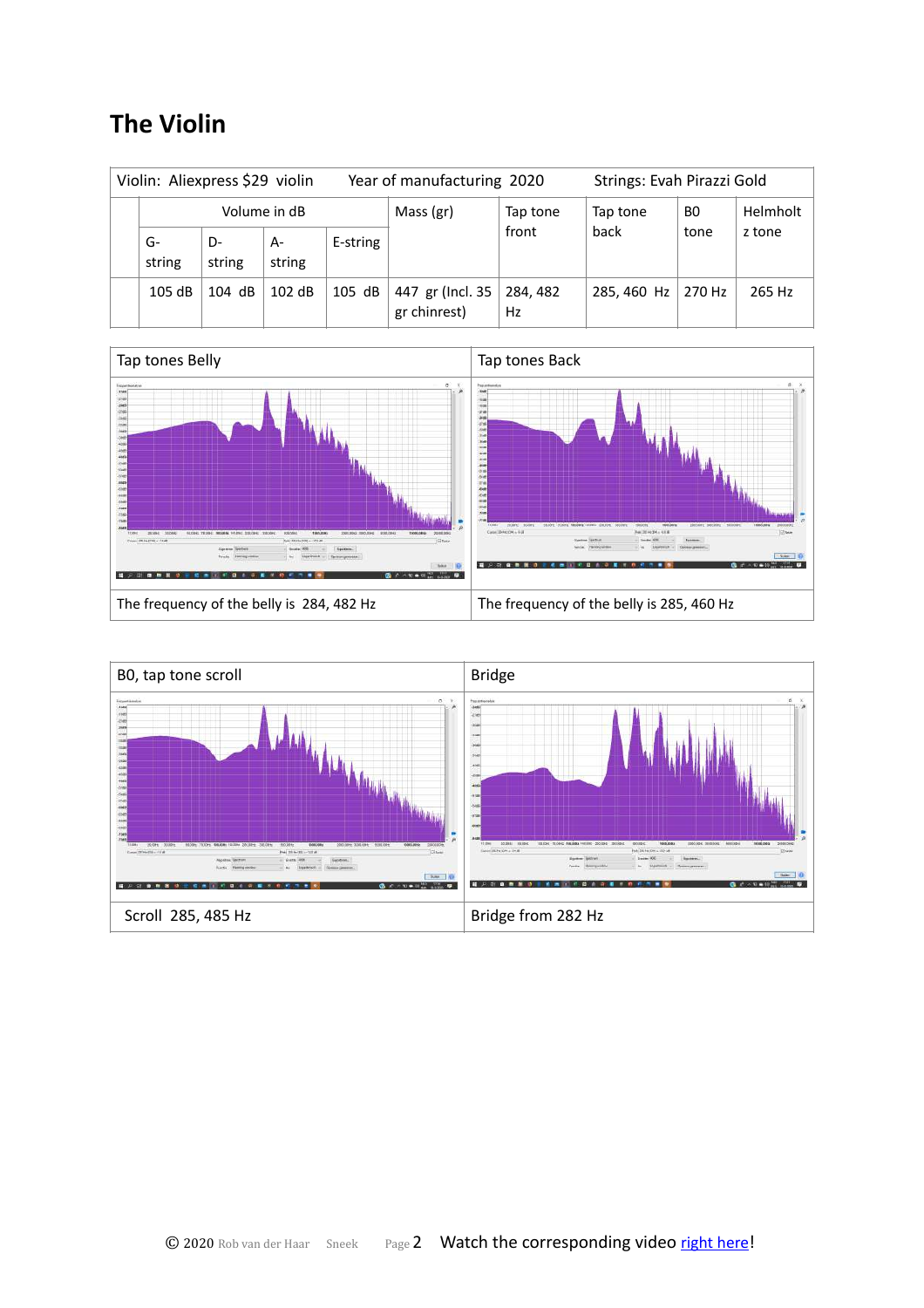# The Violin

| Violin: Aliexpress $29 violin | | | Year of manufacturing 2020 | | | Strings: Evah Pirazzi Gold | | |
|---|---|---|---|---|---|---|---|---|
| | Volume in dB | | | | Mass (gr) | Tap tone front | Tap tone back | B0 tone | Helmholtz tone |
| | G-string | D-string | A-string | E-string | | | | | |
| | 105 dB | 104 dB | 102 dB | 105 dB | 447 gr (Incl. 35 gr chinrest) | 284, 482 Hz | 285, 460 Hz | 270 Hz | 265 Hz |

| Tap tones Belly | Tap tones Back |
|---|---|
| The frequency of the belly is 284, 482 Hz | The frequency of the belly is 285, 460 Hz |

| B0, tap tone scroll | Bridge |
|---|---|
| Scroll 285, 485 Hz | Bridge from 282 Hz |

© 2020 Rob van der Haar Sneek Watch the corresponding video [right here]!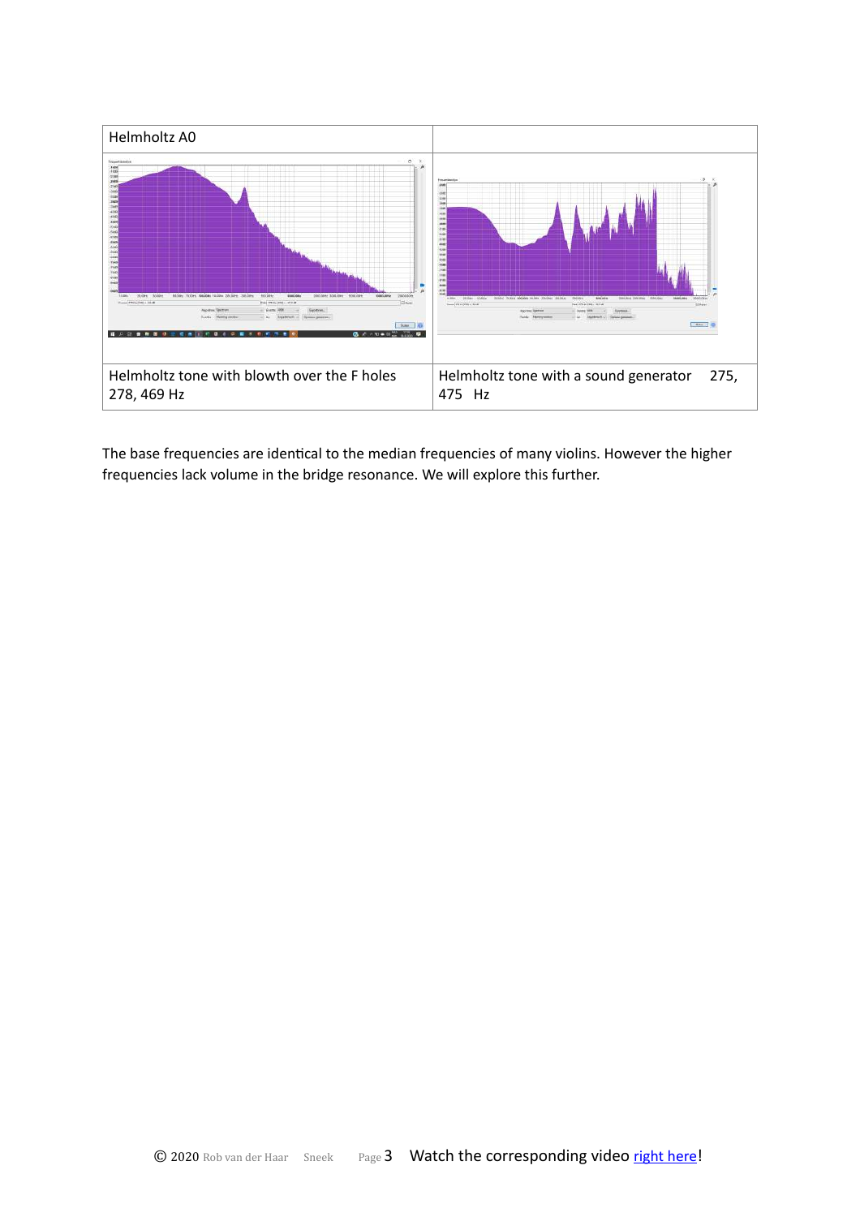| Helmholtz A0 | |
| --- | --- |
| | |
| Helmholtz tone with blowth over the F holes 278, 469 Hz | Helmholtz tone with a sound generator 275, 475 Hz |

The base frequencies are identical to the median frequencies of many violins. However the higher frequencies lack volume in the bridge resonance. We will explore this further.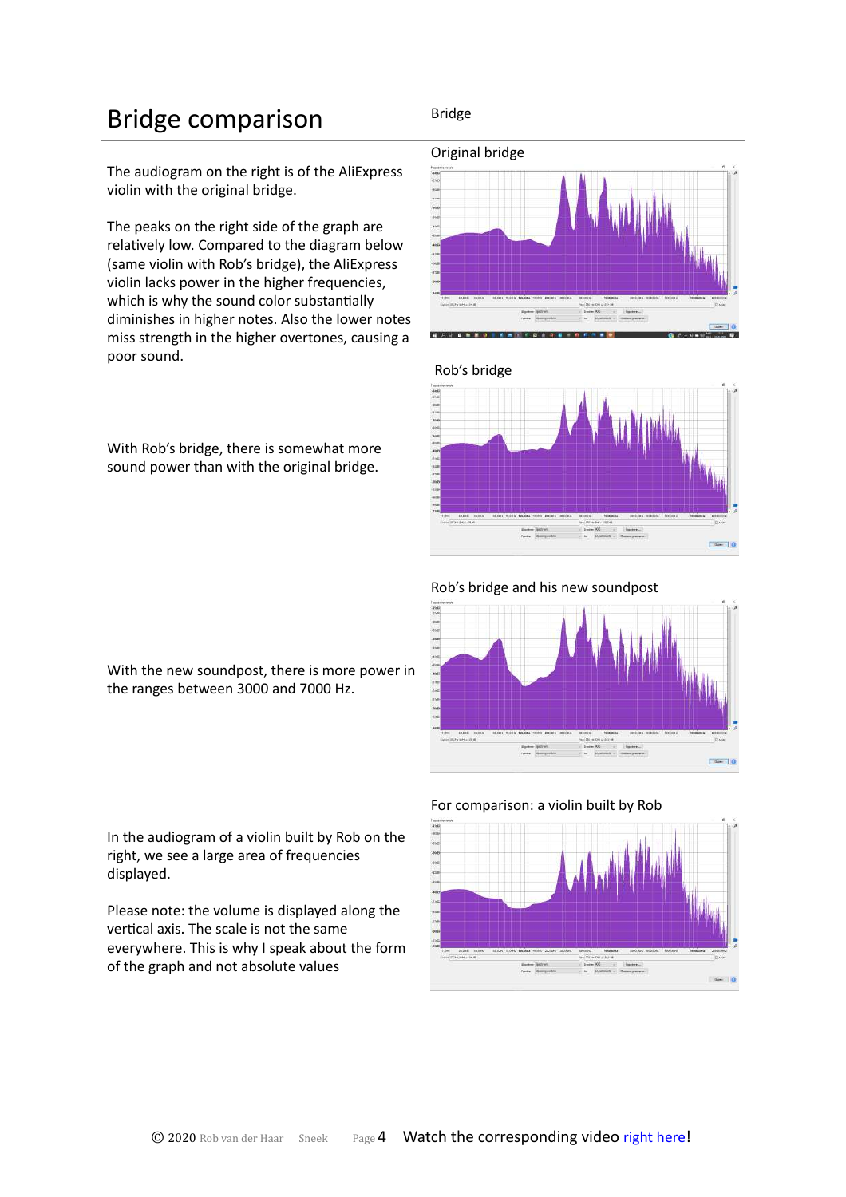| Bridge comparison | Bridge |
| --- | --- |
| The audiogram on the right is of the AliExpress violin with the original bridge.<br><br>The peaks on the right side of the graph are relatively low. Compared to the diagram below (same violin with Rob's bridge), the AliExpress violin lacks power in the higher frequencies, which is why the sound color substantially diminishes in higher notes. Also the lower notes miss strength in the higher overtones, causing a poor sound. | Original bridge |
| With Rob's bridge, there is somewhat more sound power than with the original bridge. | Rob's bridge |
| With the new soundpost, there is more power in the ranges between 3000 and 7000 Hz. | Rob's bridge and his new soundpost |
| In the audiogram of a violin built by Rob on the right, we see a large area of frequencies displayed.<br><br>Please note: the volume is displayed along the vertical axis. The scale is not the same everywhere. This is why I speak about the form of the graph and not absolute values | For comparison: a violin built by Rob |

Watch the corresponding video right here!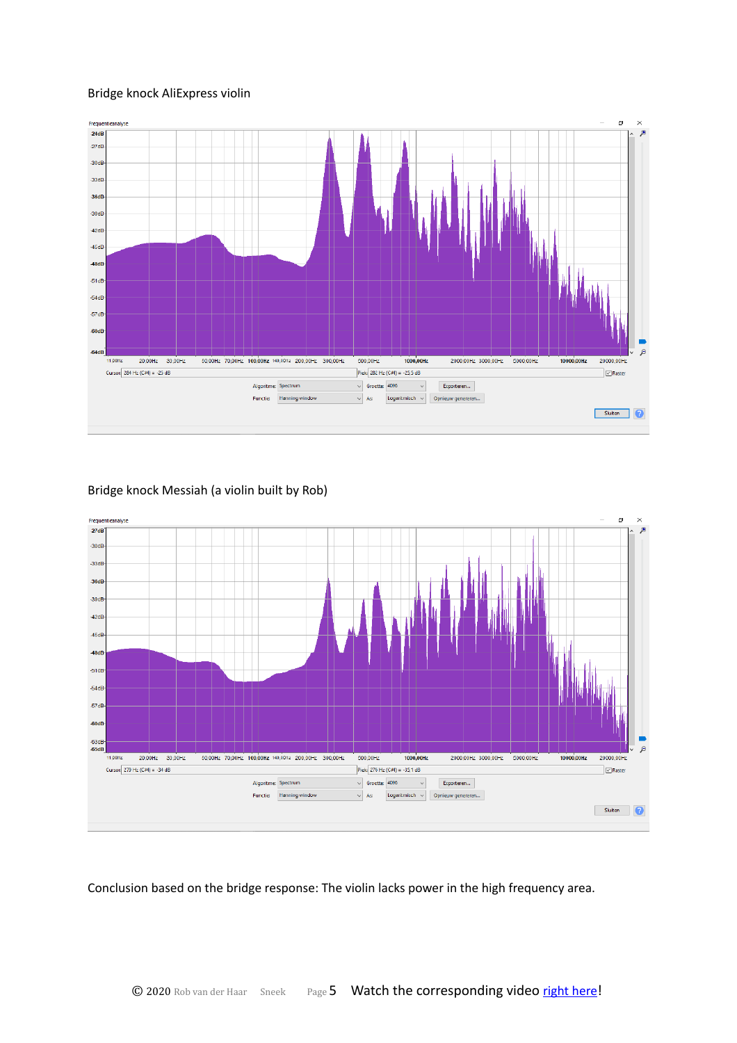Bridge knock AliExpress violin

Bridge knock Messiah (a violin built by Rob)

Conclusion based on the bridge response: The violin lacks power in the high frequency area.

Watch the corresponding video [right here](right here)!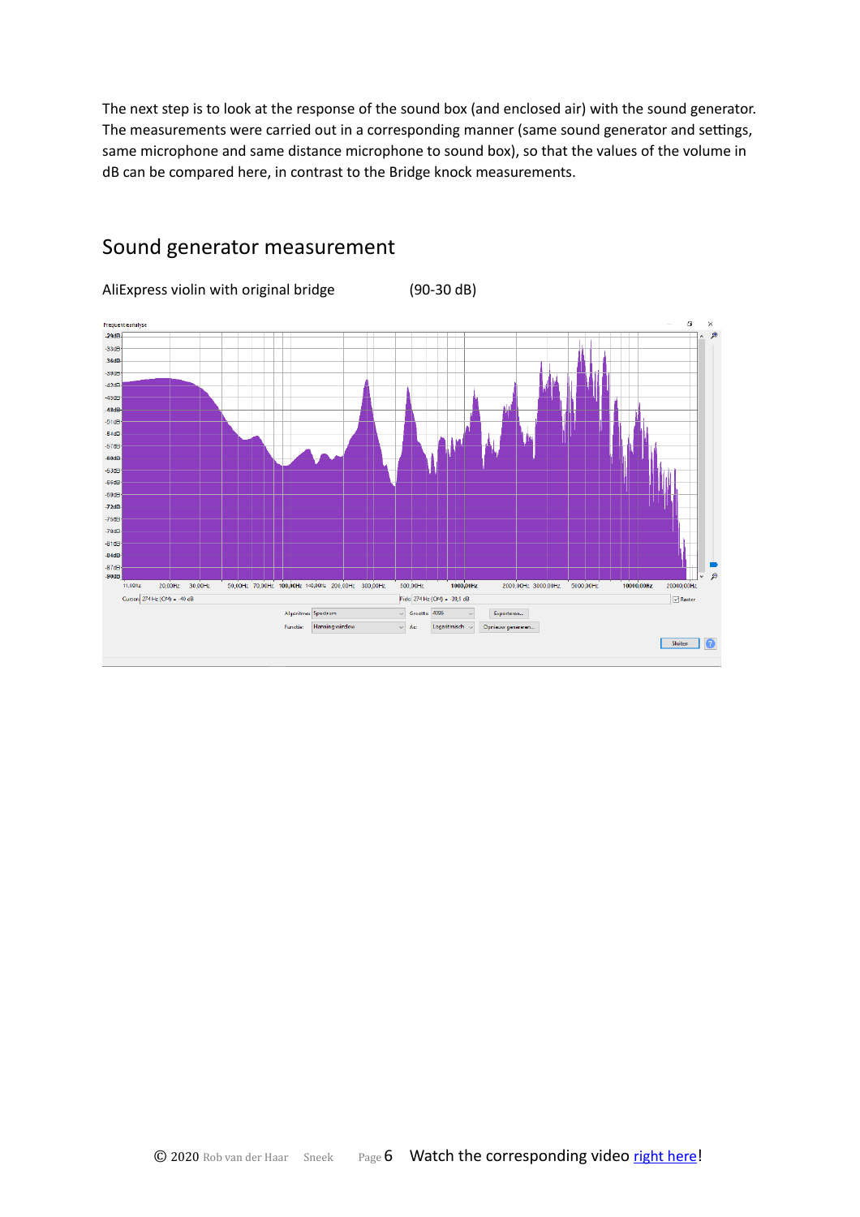The next step is to look at the response of the sound box (and enclosed air) with the sound generator. The measurements were carried out in a corresponding manner (same sound generator and settings, same microphone and same distance microphone to sound box), so that the values of the volume in dB can be compared here, in contrast to the Bridge knock measurements.

## Sound generator measurement

AliExpress violin with original bridge (90-30 dB)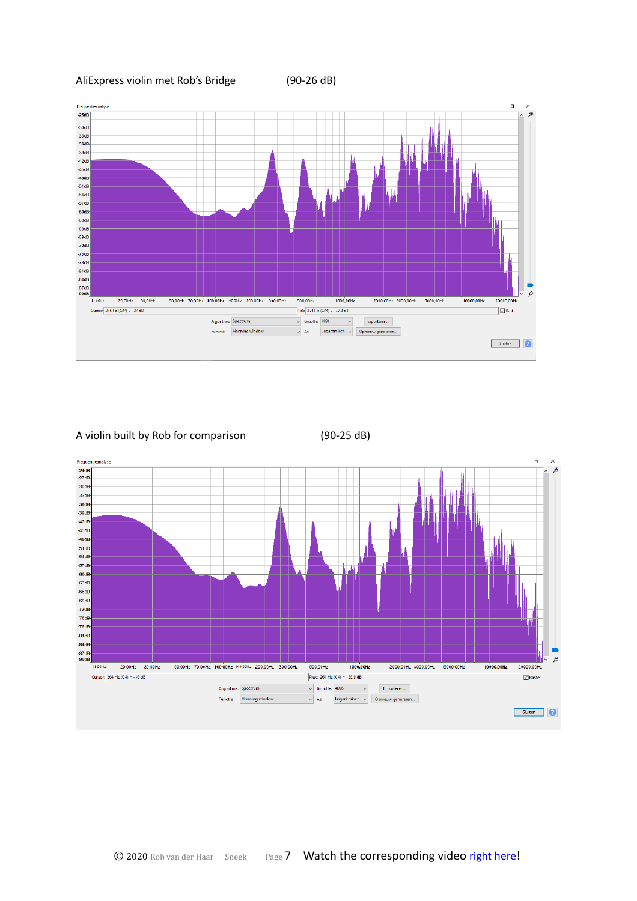AliExpress violin met Rob's Bridge (90-26 dB)

A violin built by Rob for comparison (90-25 dB)

Watch the corresponding video right here!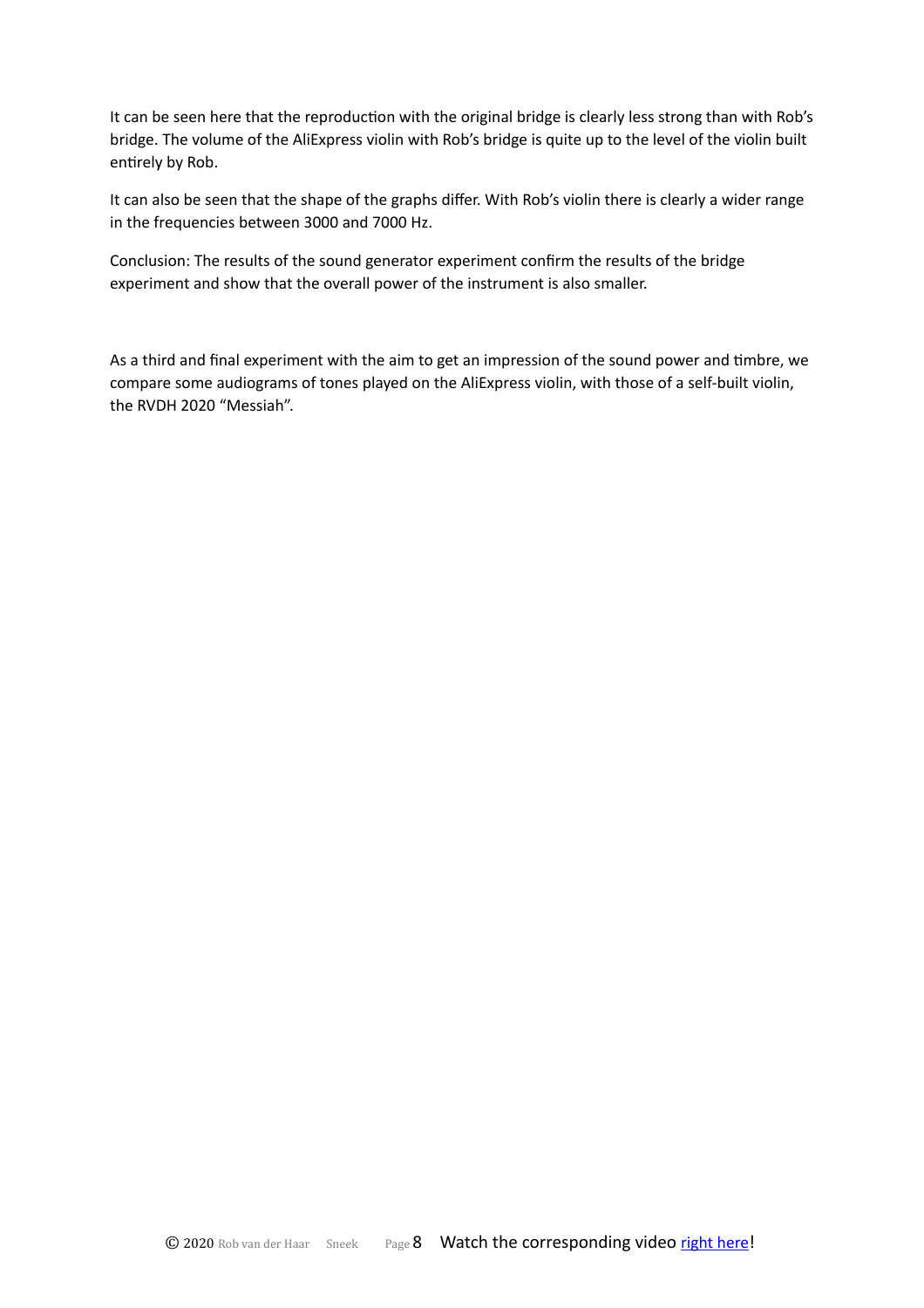It can be seen here that the reproduction with the original bridge is clearly less strong than with Rob's bridge. The volume of the AliExpress violin with Rob's bridge is quite up to the level of the violin built entirely by Rob.

It can also be seen that the shape of the graphs differ. With Rob's violin there is clearly a wider range in the frequencies between 3000 and 7000 Hz.

Conclusion: The results of the sound generator experiment confirm the results of the bridge experiment and show that the overall power of the instrument is also smaller.

As a third and final experiment with the aim to get an impression of the sound power and timbre, we compare some audiograms of tones played on the AliExpress violin, with those of a self-built violin, the RVDH 2020 "Messiah".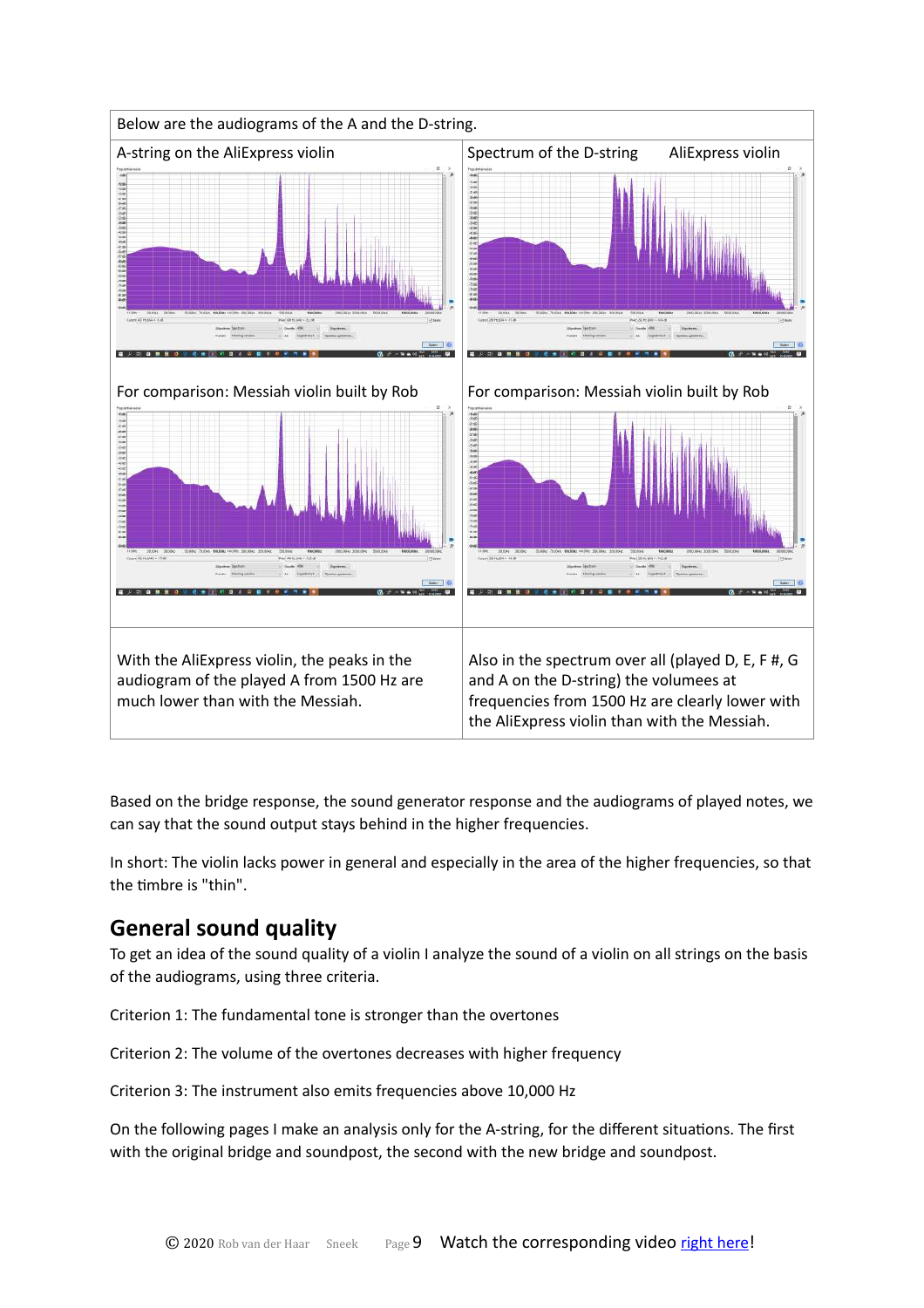| Below are the audiograms of the A and the D-string. | |
|---|---|
| A-string on the AliExpress violin | Spectrum of the D-string AliExpress violin |
| For comparison: Messiah violin built by Rob | For comparison: Messiah violin built by Rob |
| With the AliExpress violin, the peaks in the audiogram of the played A from 1500 Hz are much lower than with the Messiah. | Also in the spectrum over all (played D, E, F #, G and A on the D-string) the volumees at frequencies from 1500 Hz are clearly lower with the AliExpress violin than with the Messiah. |

Based on the bridge response, the sound generator response and the audiograms of played notes, we can say that the sound output stays behind in the higher frequencies.

In short: The violin lacks power in general and especially in the area of the higher frequencies, so that the timbre is "thin".

## General sound quality

To get an idea of the sound quality of a violin I analyze the sound of a violin on all strings on the basis of the audiograms, using three criteria.

Criterion 1: The fundamental tone is stronger than the overtones

Criterion 2: The volume of the overtones decreases with higher frequency

Criterion 3: The instrument also emits frequencies above 10,000 Hz

On the following pages I make an analysis only for the A-string, for the different situations. The first with the original bridge and soundpost, the second with the new bridge and soundpost.

© 2020 Rob van der Haar Sneek Watch the corresponding video right here!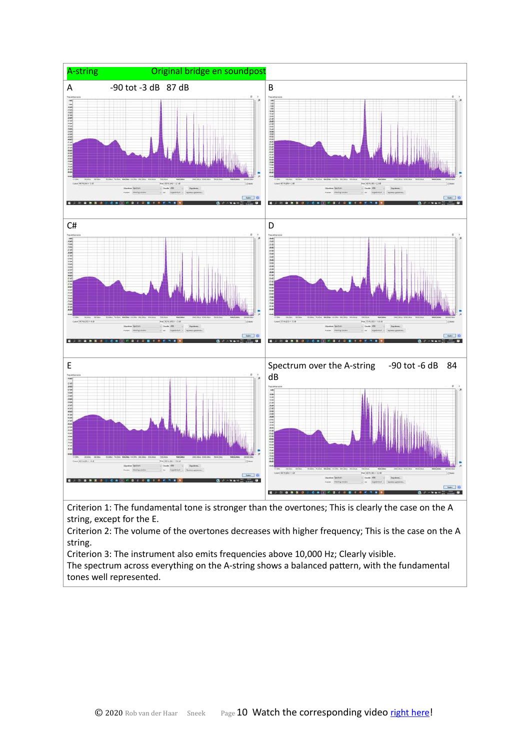| A-string | Original bridge en soundpost |
| --- | --- |
| A -90 tot -3 dB 87 dB | B |
| C# | D |
| E | Spectrum over the A-string -90 tot -6 dB 84 dB |

Criterion 1: The fundamental tone is stronger than the overtones; This is clearly the case on the A string, except for the E.
Criterion 2: The volume of the overtones decreases with higher frequency; This is the case on the A string.
Criterion 3: The instrument also emits frequencies above 10,000 Hz; Clearly visible.
The spectrum across everything on the A-string shows a balanced pattern, with the fundamental tones well represented.

© 2020 Rob van der Haar Sneek Watch the corresponding video right here!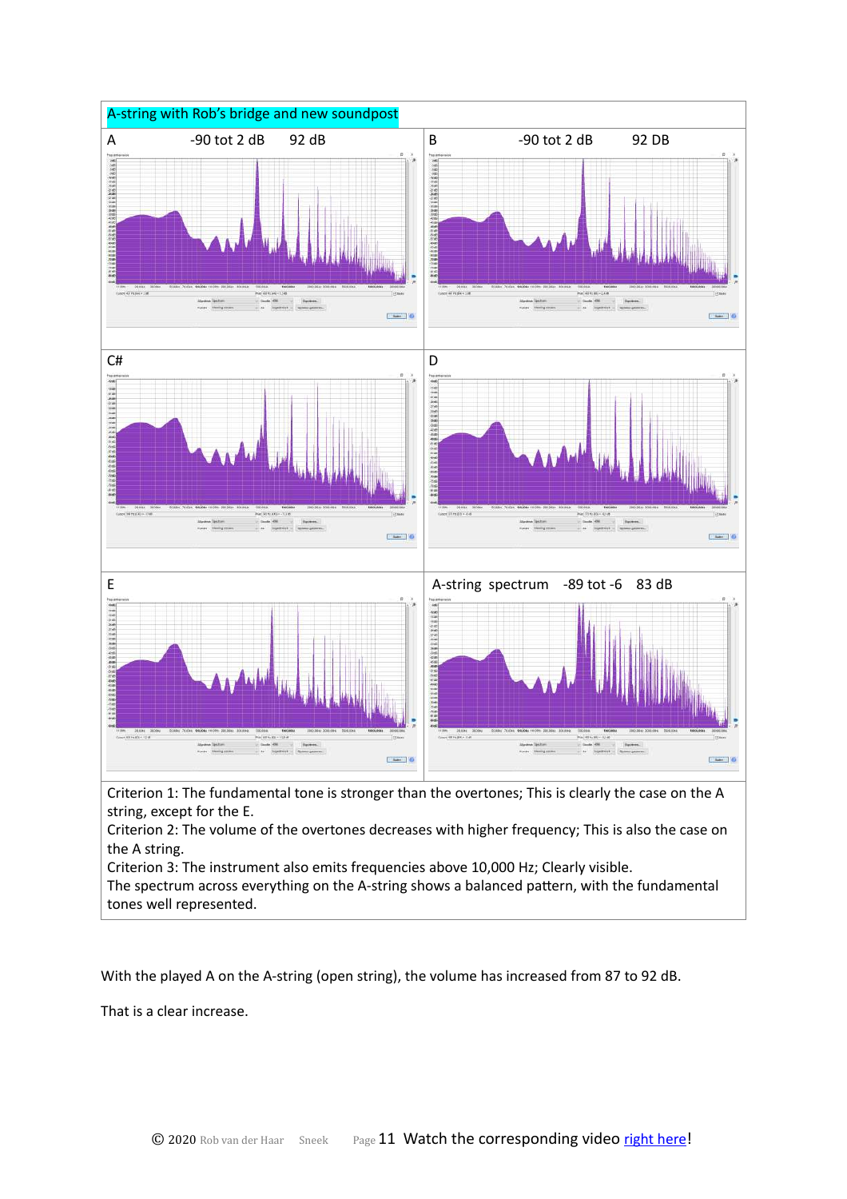A-string with Rob's bridge and new soundpost

| | |
|---|---|
| A -90 tot 2 dB 92 dB | B -90 tot 2 dB 92 DB |
| C# | D |
| E | A-string spectrum -89 tot -6 83 dB |

Criterion 1: The fundamental tone is stronger than the overtones; This is clearly the case on the A string, except for the E.
Criterion 2: The volume of the overtones decreases with higher frequency; This is also the case on the A string.
Criterion 3: The instrument also emits frequencies above 10,000 Hz; Clearly visible.
The spectrum across everything on the A-string shows a balanced pattern, with the fundamental tones well represented.

With the played A on the A-string (open string), the volume has increased from 87 to 92 dB.

That is a clear increase.

Watch the corresponding video right here!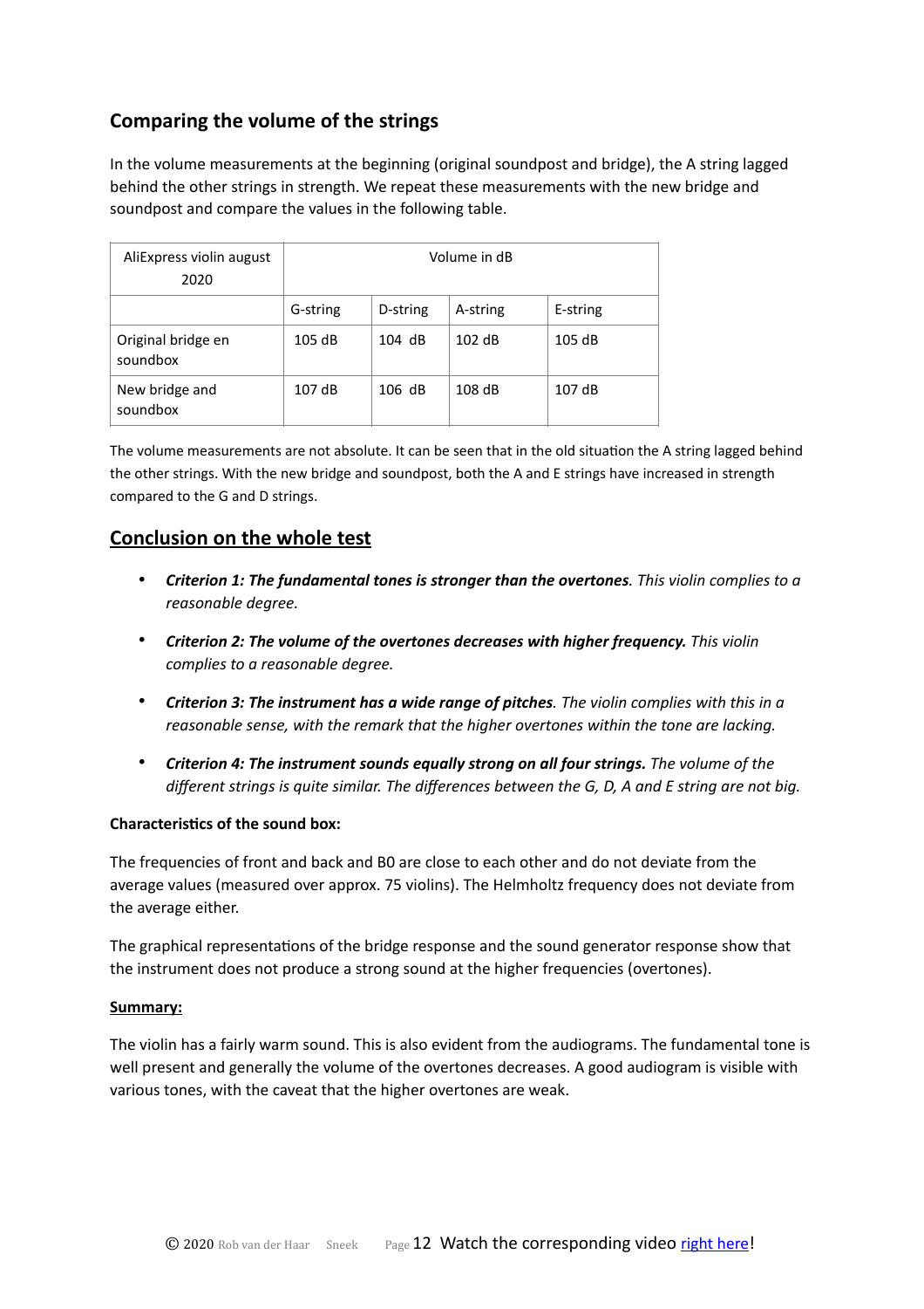## Comparing the volume of the strings

In the volume measurements at the beginning (original soundpost and bridge), the A string lagged behind the other strings in strength. We repeat these measurements with the new bridge and soundpost and compare the values in the following table.

| AliExpress violin august 2020 | Volume in dB | | | |
|---|---|---|---|---|
| | G-string | D-string | A-string | E-string |
| Original bridge en soundbox | 105 dB | 104 dB | 102 dB | 105 dB |
| New bridge and soundbox | 107 dB | 106 dB | 108 dB | 107 dB |

The volume measurements are not absolute. It can be seen that in the old situation the A string lagged behind the other strings. With the new bridge and soundpost, both the A and E strings have increased in strength compared to the G and D strings.

## Conclusion on the whole test

- ***Criterion 1: The fundamental tones is stronger than the overtones****. This violin complies to a reasonable degree.*
- ***Criterion 2: The volume of the overtones decreases with higher frequency.*** *This violin complies to a reasonable degree.*
- ***Criterion 3: The instrument has a wide range of pitches****. The violin complies with this in a reasonable sense, with the remark that the higher overtones within the tone are lacking.*
- ***Criterion 4: The instrument sounds equally strong on all four strings.*** *The volume of the different strings is quite similar. The differences between the G, D, A and E string are not big.*

**Characteristics of the sound box:**

The frequencies of front and back and B0 are close to each other and do not deviate from the average values (measured over approx. 75 violins). The Helmholtz frequency does not deviate from the average either.

The graphical representations of the bridge response and the sound generator response show that the instrument does not produce a strong sound at the higher frequencies (overtones).

**Summary:**

The violin has a fairly warm sound. This is also evident from the audiograms. The fundamental tone is well present and generally the volume of the overtones decreases. A good audiogram is visible with various tones, with the caveat that the higher overtones are weak.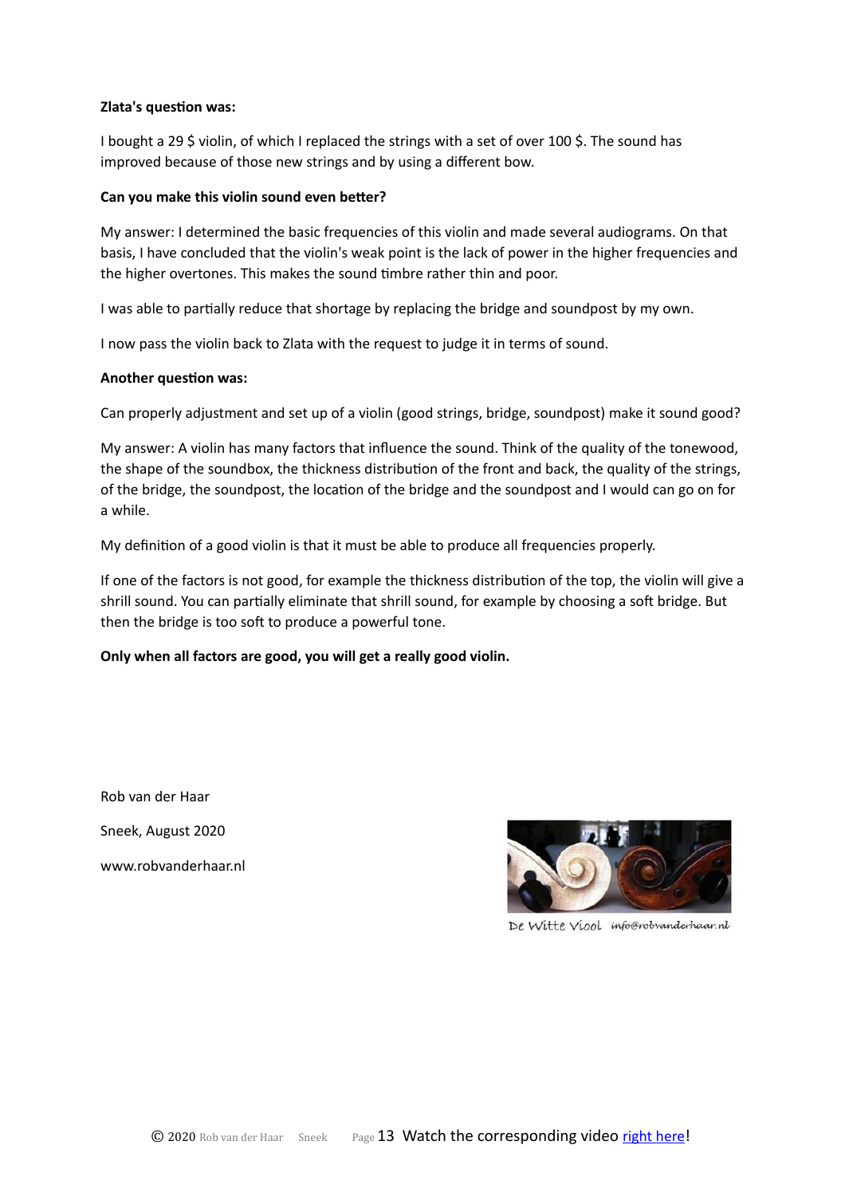**Zlata's question was:**

I bought a 29 $ violin, of which I replaced the strings with a set of over 100 $. The sound has improved because of those new strings and by using a different bow.

**Can you make this violin sound even better?**

My answer: I determined the basic frequencies of this violin and made several audiograms. On that basis, I have concluded that the violin's weak point is the lack of power in the higher frequencies and the higher overtones. This makes the sound timbre rather thin and poor.

I was able to partially reduce that shortage by replacing the bridge and soundpost by my own.

I now pass the violin back to Zlata with the request to judge it in terms of sound.

**Another question was:**

Can properly adjustment and set up of a violin (good strings, bridge, soundpost) make it sound good?

My answer: A violin has many factors that influence the sound. Think of the quality of the tonewood, the shape of the soundbox, the thickness distribution of the front and back, the quality of the strings, of the bridge, the soundpost, the location of the bridge and the soundpost and I would can go on for a while.

My definition of a good violin is that it must be able to produce all frequencies properly.

If one of the factors is not good, for example the thickness distribution of the top, the violin will give a shrill sound. You can partially eliminate that shrill sound, for example by choosing a soft bridge. But then the bridge is too soft to produce a powerful tone.

**Only when all factors are good, you will get a really good violin.**

Rob van der Haar

Sneek, August 2020

www.robvanderhaar.nl

De Witte Viool info@robvanderhaar.nl

Watch the corresponding video right here!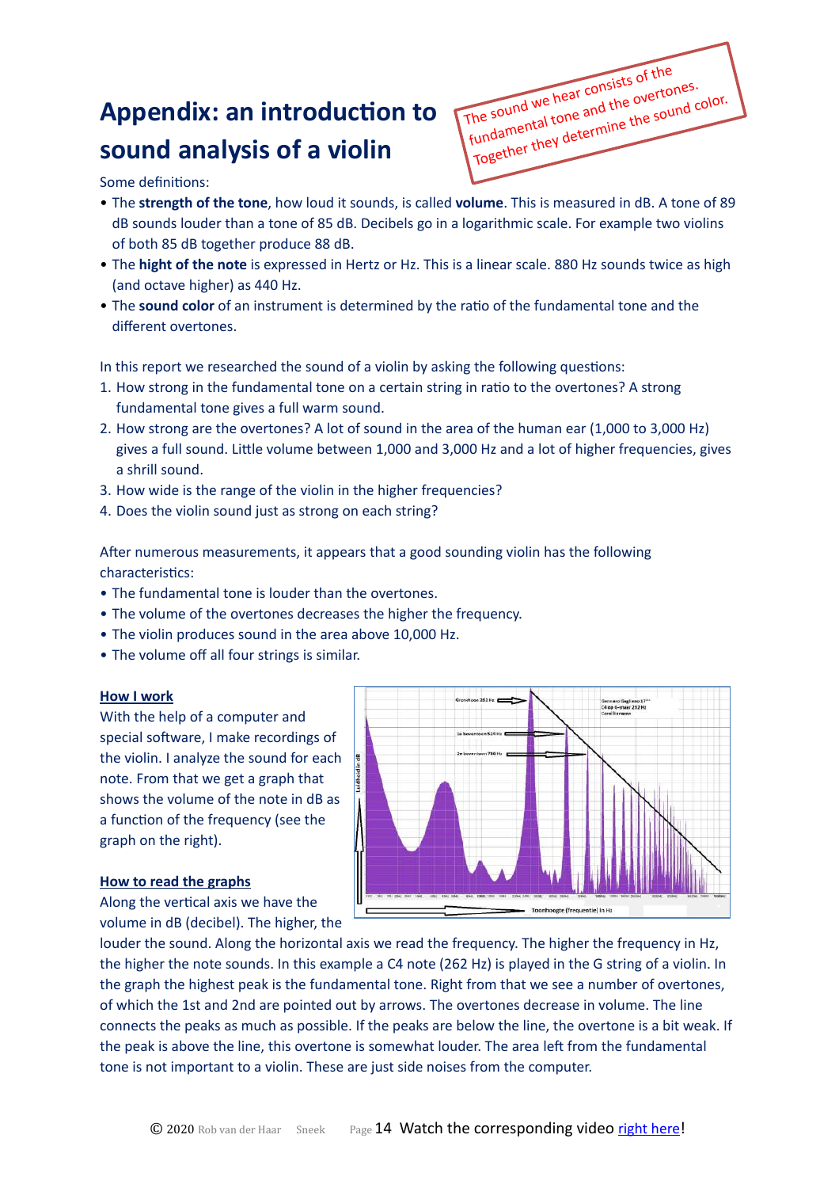# Appendix: an introduction to sound analysis of a violin

The sound we hear consists of the fundamental tone and the overtones. Together they determine the sound color.

Some definitions:

- The **strength of the tone**, how loud it sounds, is called **volume**. This is measured in dB. A tone of 89 dB sounds louder than a tone of 85 dB. Decibels go in a logarithmic scale. For example two violins of both 85 dB together produce 88 dB.
- The **hight of the note** is expressed in Hertz or Hz. This is a linear scale. 880 Hz sounds twice as high (and octave higher) as 440 Hz.
- The **sound color** of an instrument is determined by the ratio of the fundamental tone and the different overtones.

In this report we researched the sound of a violin by asking the following questions:

1. How strong in the fundamental tone on a certain string in ratio to the overtones? A strong fundamental tone gives a full warm sound.
2. How strong are the overtones? A lot of sound in the area of the human ear (1,000 to 3,000 Hz) gives a full sound. Little volume between 1,000 and 3,000 Hz and a lot of higher frequencies, gives a shrill sound.
3. How wide is the range of the violin in the higher frequencies?
4. Does the violin sound just as strong on each string?

After numerous measurements, it appears that a good sounding violin has the following characteristics:

- The fundamental tone is louder than the overtones.
- The volume of the overtones decreases the higher the frequency.
- The violin produces sound in the area above 10,000 Hz.
- The volume off all four strings is similar.

**How I work**

With the help of a computer and special software, I make recordings of the violin. I analyze the sound for each note. From that we get a graph that shows the volume of the note in dB as a function of the frequency (see the graph on the right).

**How to read the graphs**

Along the vertical axis we have the volume in dB (decibel). The higher, the louder the sound. Along the horizontal axis we read the frequency. The higher the frequency in Hz, the higher the note sounds. In this example a C4 note (262 Hz) is played in the G string of a violin. In the graph the highest peak is the fundamental tone. Right from that we see a number of overtones, of which the 1st and 2nd are pointed out by arrows. The overtones decrease in volume. The line connects the peaks as much as possible. If the peaks are below the line, the overtone is a bit weak. If the peak is above the line, this overtone is somewhat louder. The area left from the fundamental tone is not important to a violin. These are just side noises from the computer.

Watch the corresponding video right here!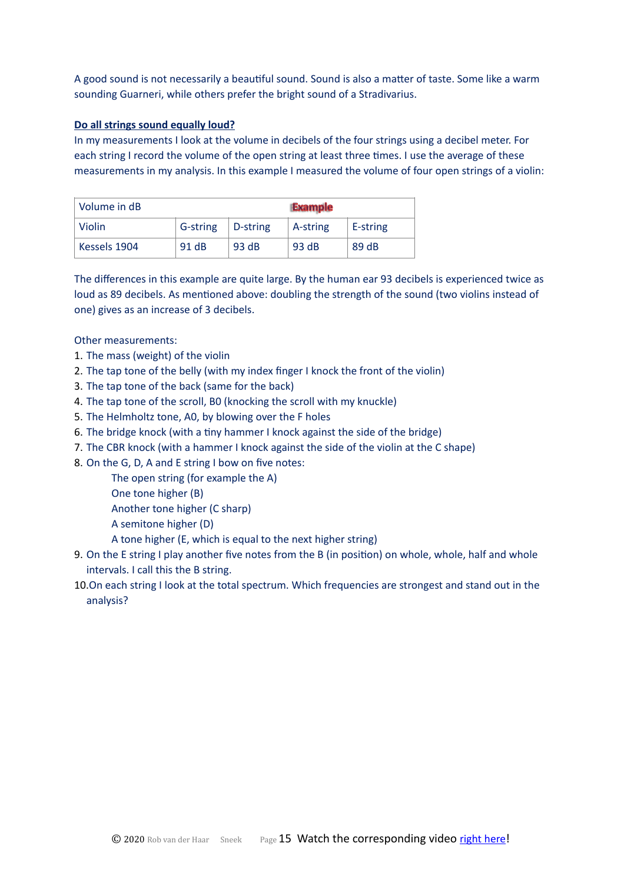A good sound is not necessarily a beautiful sound. Sound is also a matter of taste. Some like a warm sounding Guarneri, while others prefer the bright sound of a Stradivarius.

**Do all strings sound equally loud?**

In my measurements I look at the volume in decibels of the four strings using a decibel meter. For each string I record the volume of the open string at least three times. I use the average of these measurements in my analysis. In this example I measured the volume of four open strings of a violin:

| Volume in dB | | Example | | |
|---|---|---|---|---|
| Violin | G-string | D-string | A-string | E-string |
| Kessels 1904 | 91 dB | 93 dB | 93 dB | 89 dB |

The differences in this example are quite large. By the human ear 93 decibels is experienced twice as loud as 89 decibels. As mentioned above: doubling the strength of the sound (two violins instead of one) gives as an increase of 3 decibels.

Other measurements:

1. The mass (weight) of the violin
2. The tap tone of the belly (with my index finger I knock the front of the violin)
3. The tap tone of the back (same for the back)
4. The tap tone of the scroll, B0 (knocking the scroll with my knuckle)
5. The Helmholtz tone, A0, by blowing over the F holes
6. The bridge knock (with a tiny hammer I knock against the side of the bridge)
7. The CBR knock (with a hammer I knock against the side of the violin at the C shape)
8. On the G, D, A and E string I bow on five notes:
   - The open string (for example the A)
   - One tone higher (B)
   - Another tone higher (C sharp)
   - A semitone higher (D)
   - A tone higher (E, which is equal to the next higher string)
9. On the E string I play another five notes from the B (in position) on whole, whole, half and whole intervals. I call this the B string.
10. On each string I look at the total spectrum. Which frequencies are strongest and stand out in the analysis?

© 2020 Rob van der Haar Sneek Watch the corresponding video right here!